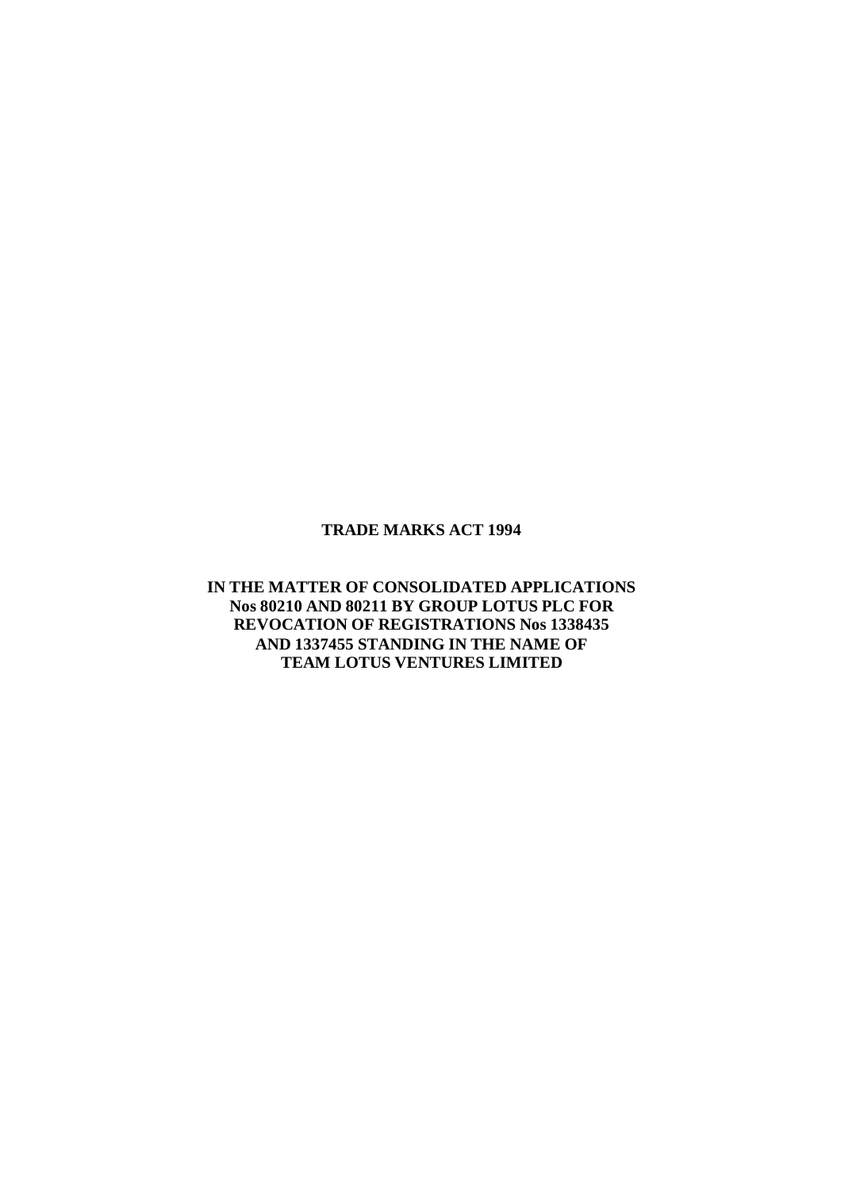**TRADE MARKS ACT 1994**

**IN THE MATTER OF CONSOLIDATED APPLICATIONS Nos 80210 AND 80211 BY GROUP LOTUS PLC FOR REVOCATION OF REGISTRATIONS Nos 1338435 AND 1337455 STANDING IN THE NAME OF TEAM LOTUS VENTURES LIMITED**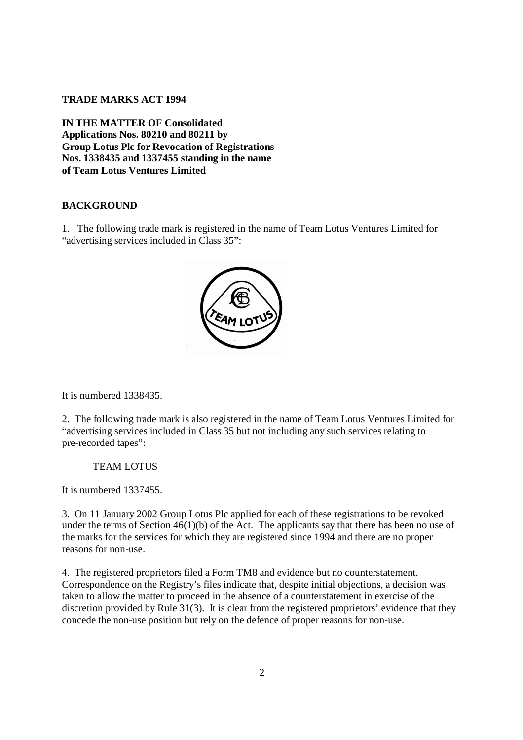**TRADE MARKS ACT 1994**

**IN THE MATTER OF Consolidated Applications Nos. 80210 and 80211 by Group Lotus Plc for Revocation of Registrations Nos. 1338435 and 1337455 standing in the name of Team Lotus Ventures Limited**

**BACKGROUND**

1. The following trade mark is registered in the name of Team Lotus Ventures Limited for "advertising services included in Class 35":

It is numbered 1338435.

2. The following trade mark is also registered in the name of Team Lotus Ventures Limited for "advertising services included in Class 35 but not including any such services relating to pre-recorded tapes":

TEAM LOTUS

It is numbered 1337455.

3. On 11 January 2002 Group Lotus Plc applied for each of these registrations to be revoked under the terms of Section 46(1)(b) of the Act. The applicants say that there has been no use of the marks for the services for which they are registered since 1994 and there are no proper reasons for non-use.

4. The registered proprietors filed a Form TM8 and evidence but no counterstatement. Correspondence on the Registry's files indicate that, despite initial objections, a decision was taken to allow the matter to proceed in the absence of a counterstatement in exercise of the discretion provided by Rule 31(3). It is clear from the registered proprietors' evidence that they concede the non-use position but rely on the defence of proper reasons for non-use.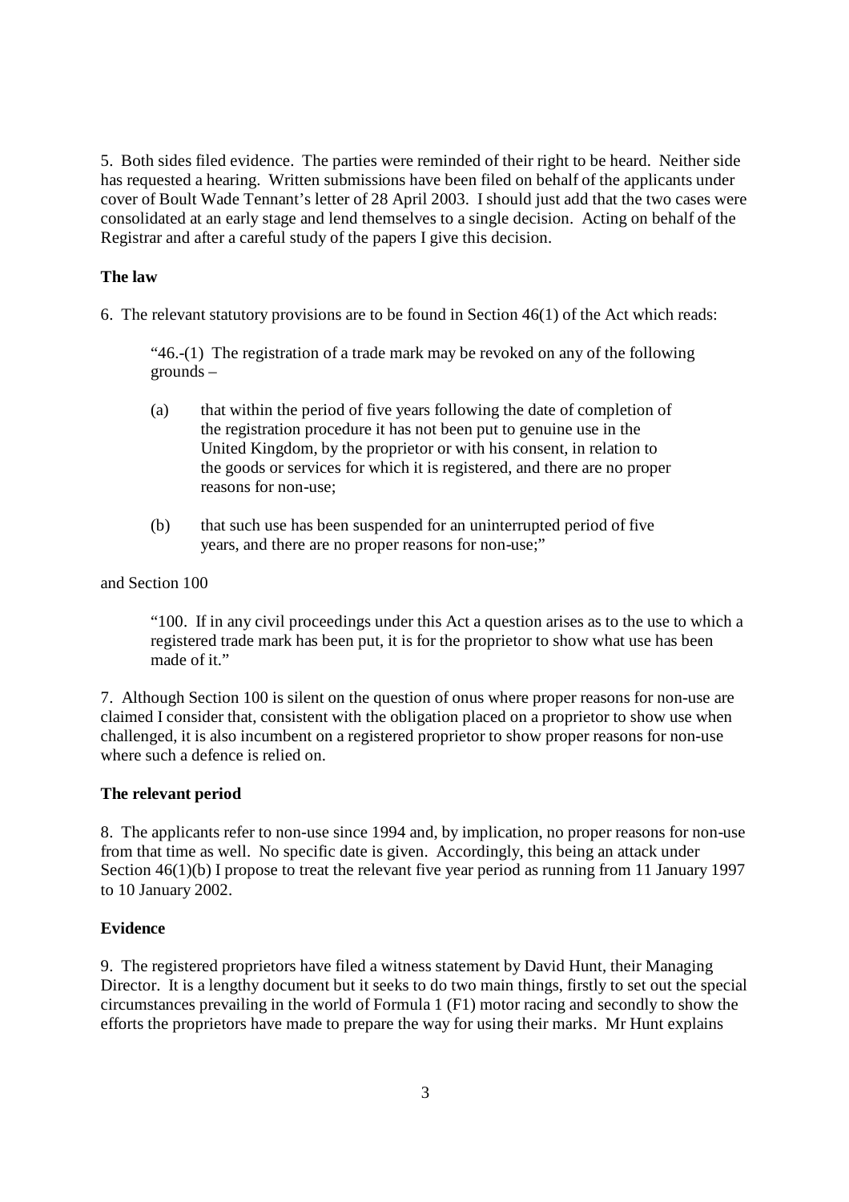5. Both sides filed evidence. The parties were reminded of their right to be heard. Neither side has requested a hearing. Written submissions have been filed on behalf of the applicants under cover of Boult Wade Tennant's letter of 28 April 2003. I should just add that the two cases were consolidated at an early stage and lend themselves to a single decision. Acting on behalf of the Registrar and after a careful study of the papers I give this decision.

**The law**

6. The relevant statutory provisions are to be found in Section 46(1) of the Act which reads:

> "46.-(1) The registration of a trade mark may be revoked on any of the following grounds –
>
> (a) that within the period of five years following the date of completion of the registration procedure it has not been put to genuine use in the United Kingdom, by the proprietor or with his consent, in relation to the goods or services for which it is registered, and there are no proper reasons for non-use;
>
> (b) that such use has been suspended for an uninterrupted period of five years, and there are no proper reasons for non-use;"

and Section 100

> "100. If in any civil proceedings under this Act a question arises as to the use to which a registered trade mark has been put, it is for the proprietor to show what use has been made of it."

7. Although Section 100 is silent on the question of onus where proper reasons for non-use are claimed I consider that, consistent with the obligation placed on a proprietor to show use when challenged, it is also incumbent on a registered proprietor to show proper reasons for non-use where such a defence is relied on.

**The relevant period**

8. The applicants refer to non-use since 1994 and, by implication, no proper reasons for non-use from that time as well. No specific date is given. Accordingly, this being an attack under Section 46(1)(b) I propose to treat the relevant five year period as running from 11 January 1997 to 10 January 2002.

**Evidence**

9. The registered proprietors have filed a witness statement by David Hunt, their Managing Director. It is a lengthy document but it seeks to do two main things, firstly to set out the special circumstances prevailing in the world of Formula 1 (F1) motor racing and secondly to show the efforts the proprietors have made to prepare the way for using their marks. Mr Hunt explains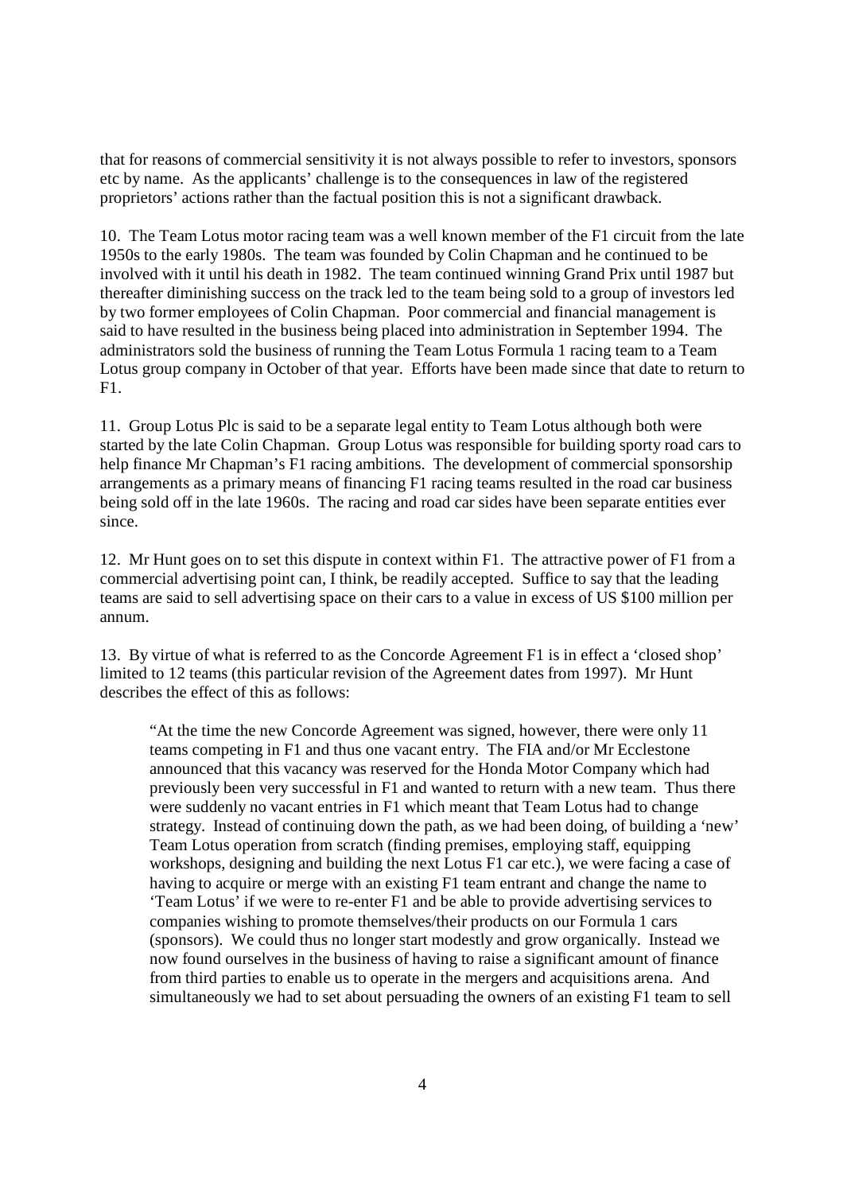that for reasons of commercial sensitivity it is not always possible to refer to investors, sponsors etc by name. As the applicants' challenge is to the consequences in law of the registered proprietors' actions rather than the factual position this is not a significant drawback.

10. The Team Lotus motor racing team was a well known member of the F1 circuit from the late 1950s to the early 1980s. The team was founded by Colin Chapman and he continued to be involved with it until his death in 1982. The team continued winning Grand Prix until 1987 but thereafter diminishing success on the track led to the team being sold to a group of investors led by two former employees of Colin Chapman. Poor commercial and financial management is said to have resulted in the business being placed into administration in September 1994. The administrators sold the business of running the Team Lotus Formula 1 racing team to a Team Lotus group company in October of that year. Efforts have been made since that date to return to F1.

11. Group Lotus Plc is said to be a separate legal entity to Team Lotus although both were started by the late Colin Chapman. Group Lotus was responsible for building sporty road cars to help finance Mr Chapman's F1 racing ambitions. The development of commercial sponsorship arrangements as a primary means of financing F1 racing teams resulted in the road car business being sold off in the late 1960s. The racing and road car sides have been separate entities ever since.

12. Mr Hunt goes on to set this dispute in context within F1. The attractive power of F1 from a commercial advertising point can, I think, be readily accepted. Suffice to say that the leading teams are said to sell advertising space on their cars to a value in excess of US $100 million per annum.

13. By virtue of what is referred to as the Concorde Agreement F1 is in effect a 'closed shop' limited to 12 teams (this particular revision of the Agreement dates from 1997). Mr Hunt describes the effect of this as follows:

> "At the time the new Concorde Agreement was signed, however, there were only 11 teams competing in F1 and thus one vacant entry. The FIA and/or Mr Ecclestone announced that this vacancy was reserved for the Honda Motor Company which had previously been very successful in F1 and wanted to return with a new team. Thus there were suddenly no vacant entries in F1 which meant that Team Lotus had to change strategy. Instead of continuing down the path, as we had been doing, of building a 'new' Team Lotus operation from scratch (finding premises, employing staff, equipping workshops, designing and building the next Lotus F1 car etc.), we were facing a case of having to acquire or merge with an existing F1 team entrant and change the name to 'Team Lotus' if we were to re-enter F1 and be able to provide advertising services to companies wishing to promote themselves/their products on our Formula 1 cars (sponsors). We could thus no longer start modestly and grow organically. Instead we now found ourselves in the business of having to raise a significant amount of finance from third parties to enable us to operate in the mergers and acquisitions arena. And simultaneously we had to set about persuading the owners of an existing F1 team to sell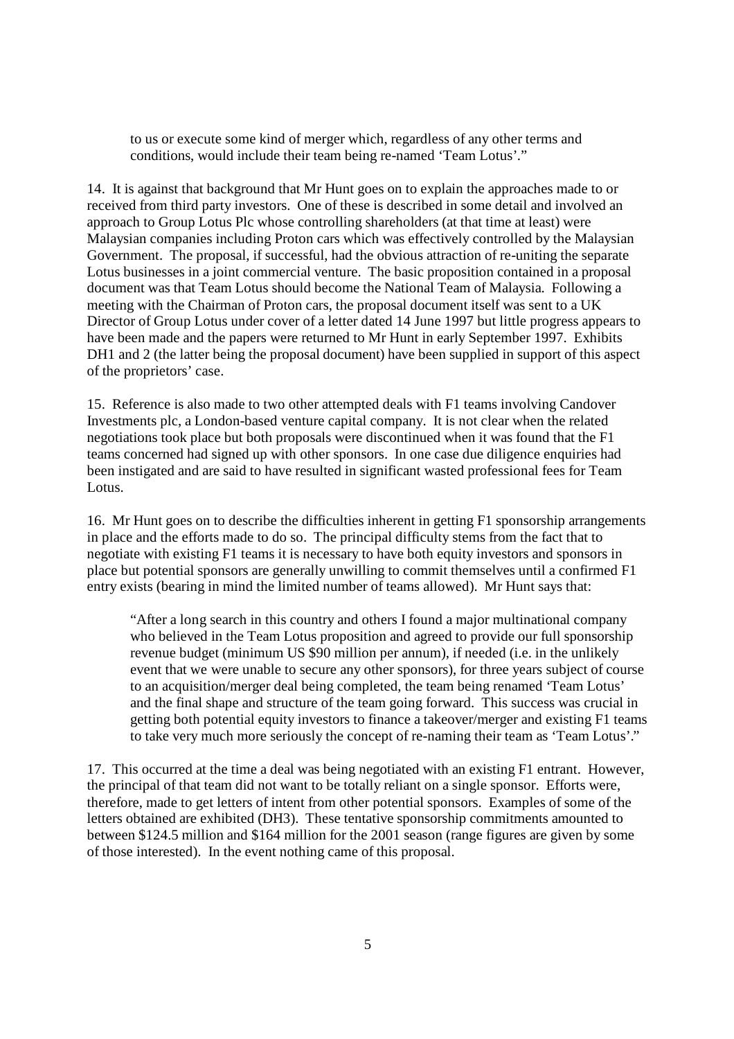> to us or execute some kind of merger which, regardless of any other terms and conditions, would include their team being re-named 'Team Lotus'."

14. It is against that background that Mr Hunt goes on to explain the approaches made to or received from third party investors. One of these is described in some detail and involved an approach to Group Lotus Plc whose controlling shareholders (at that time at least) were Malaysian companies including Proton cars which was effectively controlled by the Malaysian Government. The proposal, if successful, had the obvious attraction of re-uniting the separate Lotus businesses in a joint commercial venture. The basic proposition contained in a proposal document was that Team Lotus should become the National Team of Malaysia. Following a meeting with the Chairman of Proton cars, the proposal document itself was sent to a UK Director of Group Lotus under cover of a letter dated 14 June 1997 but little progress appears to have been made and the papers were returned to Mr Hunt in early September 1997. Exhibits DH1 and 2 (the latter being the proposal document) have been supplied in support of this aspect of the proprietors' case.

15. Reference is also made to two other attempted deals with F1 teams involving Candover Investments plc, a London-based venture capital company. It is not clear when the related negotiations took place but both proposals were discontinued when it was found that the F1 teams concerned had signed up with other sponsors. In one case due diligence enquiries had been instigated and are said to have resulted in significant wasted professional fees for Team Lotus.

16. Mr Hunt goes on to describe the difficulties inherent in getting F1 sponsorship arrangements in place and the efforts made to do so. The principal difficulty stems from the fact that to negotiate with existing F1 teams it is necessary to have both equity investors and sponsors in place but potential sponsors are generally unwilling to commit themselves until a confirmed F1 entry exists (bearing in mind the limited number of teams allowed). Mr Hunt says that:

> "After a long search in this country and others I found a major multinational company who believed in the Team Lotus proposition and agreed to provide our full sponsorship revenue budget (minimum US $90 million per annum), if needed (i.e. in the unlikely event that we were unable to secure any other sponsors), for three years subject of course to an acquisition/merger deal being completed, the team being renamed 'Team Lotus' and the final shape and structure of the team going forward. This success was crucial in getting both potential equity investors to finance a takeover/merger and existing F1 teams to take very much more seriously the concept of re-naming their team as 'Team Lotus'."

17. This occurred at the time a deal was being negotiated with an existing F1 entrant. However, the principal of that team did not want to be totally reliant on a single sponsor. Efforts were, therefore, made to get letters of intent from other potential sponsors. Examples of some of the letters obtained are exhibited (DH3). These tentative sponsorship commitments amounted to between $124.5 million and $164 million for the 2001 season (range figures are given by some of those interested). In the event nothing came of this proposal.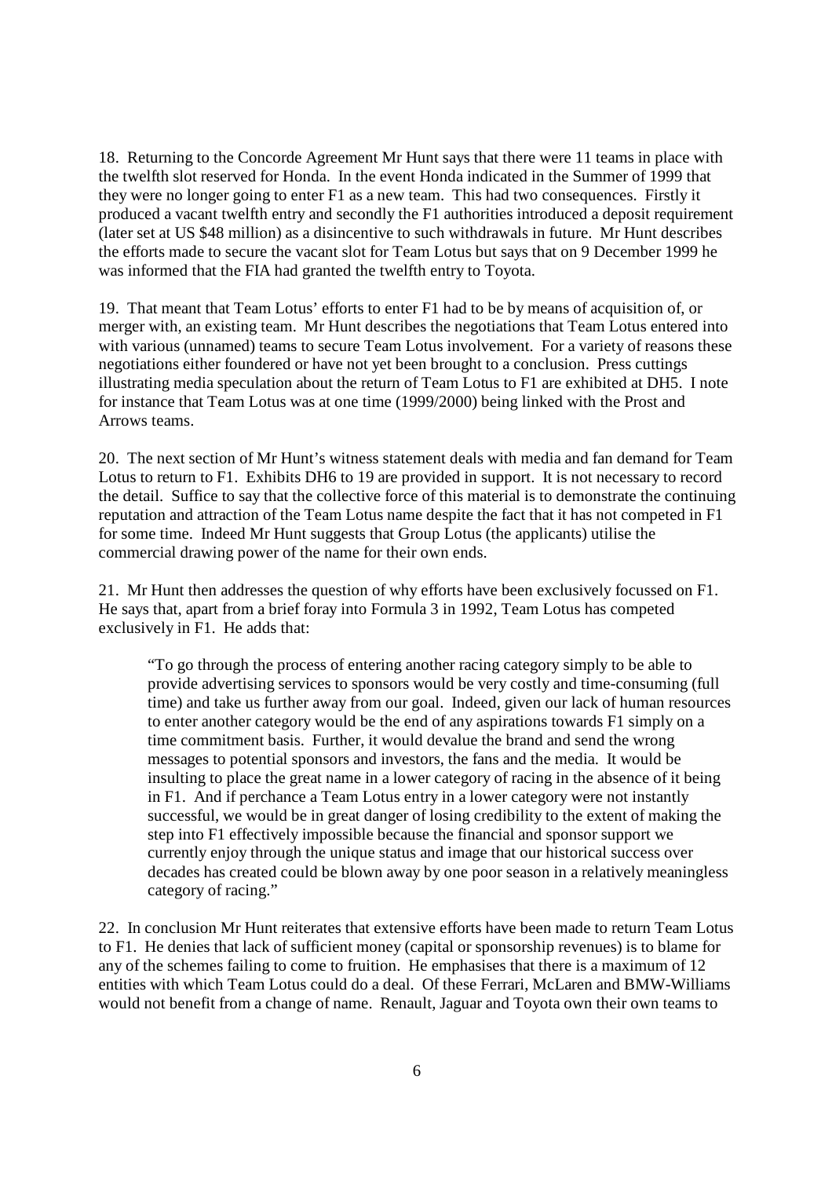18. Returning to the Concorde Agreement Mr Hunt says that there were 11 teams in place with the twelfth slot reserved for Honda. In the event Honda indicated in the Summer of 1999 that they were no longer going to enter F1 as a new team. This had two consequences. Firstly it produced a vacant twelfth entry and secondly the F1 authorities introduced a deposit requirement (later set at US $48 million) as a disincentive to such withdrawals in future. Mr Hunt describes the efforts made to secure the vacant slot for Team Lotus but says that on 9 December 1999 he was informed that the FIA had granted the twelfth entry to Toyota.

19. That meant that Team Lotus' efforts to enter F1 had to be by means of acquisition of, or merger with, an existing team. Mr Hunt describes the negotiations that Team Lotus entered into with various (unnamed) teams to secure Team Lotus involvement. For a variety of reasons these negotiations either foundered or have not yet been brought to a conclusion. Press cuttings illustrating media speculation about the return of Team Lotus to F1 are exhibited at DH5. I note for instance that Team Lotus was at one time (1999/2000) being linked with the Prost and Arrows teams.

20. The next section of Mr Hunt's witness statement deals with media and fan demand for Team Lotus to return to F1. Exhibits DH6 to 19 are provided in support. It is not necessary to record the detail. Suffice to say that the collective force of this material is to demonstrate the continuing reputation and attraction of the Team Lotus name despite the fact that it has not competed in F1 for some time. Indeed Mr Hunt suggests that Group Lotus (the applicants) utilise the commercial drawing power of the name for their own ends.

21. Mr Hunt then addresses the question of why efforts have been exclusively focussed on F1. He says that, apart from a brief foray into Formula 3 in 1992, Team Lotus has competed exclusively in F1. He adds that:

> "To go through the process of entering another racing category simply to be able to provide advertising services to sponsors would be very costly and time-consuming (full time) and take us further away from our goal. Indeed, given our lack of human resources to enter another category would be the end of any aspirations towards F1 simply on a time commitment basis. Further, it would devalue the brand and send the wrong messages to potential sponsors and investors, the fans and the media. It would be insulting to place the great name in a lower category of racing in the absence of it being in F1. And if perchance a Team Lotus entry in a lower category were not instantly successful, we would be in great danger of losing credibility to the extent of making the step into F1 effectively impossible because the financial and sponsor support we currently enjoy through the unique status and image that our historical success over decades has created could be blown away by one poor season in a relatively meaningless category of racing."

22. In conclusion Mr Hunt reiterates that extensive efforts have been made to return Team Lotus to F1. He denies that lack of sufficient money (capital or sponsorship revenues) is to blame for any of the schemes failing to come to fruition. He emphasises that there is a maximum of 12 entities with which Team Lotus could do a deal. Of these Ferrari, McLaren and BMW-Williams would not benefit from a change of name. Renault, Jaguar and Toyota own their own teams to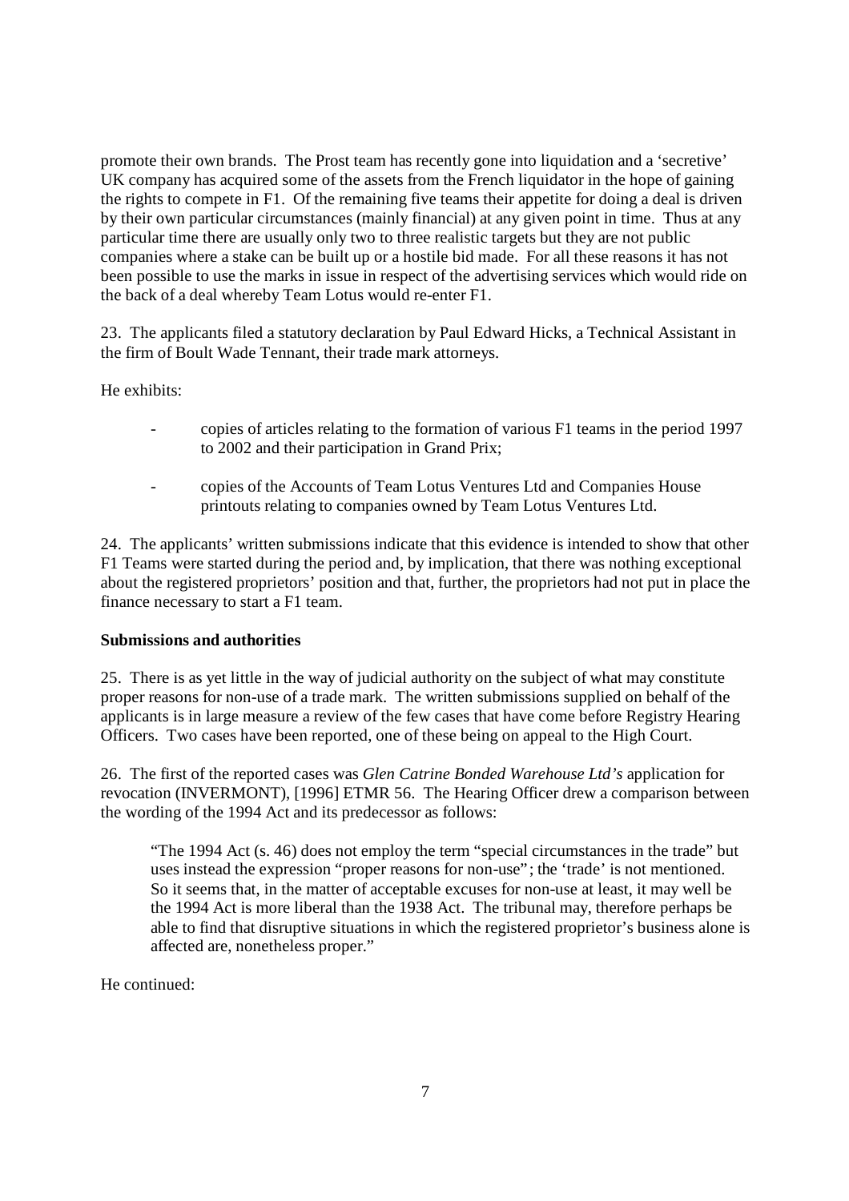promote their own brands. The Prost team has recently gone into liquidation and a 'secretive' UK company has acquired some of the assets from the French liquidator in the hope of gaining the rights to compete in F1. Of the remaining five teams their appetite for doing a deal is driven by their own particular circumstances (mainly financial) at any given point in time. Thus at any particular time there are usually only two to three realistic targets but they are not public companies where a stake can be built up or a hostile bid made. For all these reasons it has not been possible to use the marks in issue in respect of the advertising services which would ride on the back of a deal whereby Team Lotus would re-enter F1.

23. The applicants filed a statutory declaration by Paul Edward Hicks, a Technical Assistant in the firm of Boult Wade Tennant, their trade mark attorneys.

He exhibits:

- copies of articles relating to the formation of various F1 teams in the period 1997 to 2002 and their participation in Grand Prix;
- copies of the Accounts of Team Lotus Ventures Ltd and Companies House printouts relating to companies owned by Team Lotus Ventures Ltd.

24. The applicants' written submissions indicate that this evidence is intended to show that other F1 Teams were started during the period and, by implication, that there was nothing exceptional about the registered proprietors' position and that, further, the proprietors had not put in place the finance necessary to start a F1 team.

**Submissions and authorities**

25. There is as yet little in the way of judicial authority on the subject of what may constitute proper reasons for non-use of a trade mark. The written submissions supplied on behalf of the applicants is in large measure a review of the few cases that have come before Registry Hearing Officers. Two cases have been reported, one of these being on appeal to the High Court.

26. The first of the reported cases was *Glen Catrine Bonded Warehouse Ltd's* application for revocation (INVERMONT), [1996] ETMR 56. The Hearing Officer drew a comparison between the wording of the 1994 Act and its predecessor as follows:

> "The 1994 Act (s. 46) does not employ the term "special circumstances in the trade" but uses instead the expression "proper reasons for non-use"; the 'trade' is not mentioned. So it seems that, in the matter of acceptable excuses for non-use at least, it may well be the 1994 Act is more liberal than the 1938 Act. The tribunal may, therefore perhaps be able to find that disruptive situations in which the registered proprietor's business alone is affected are, nonetheless proper."

He continued: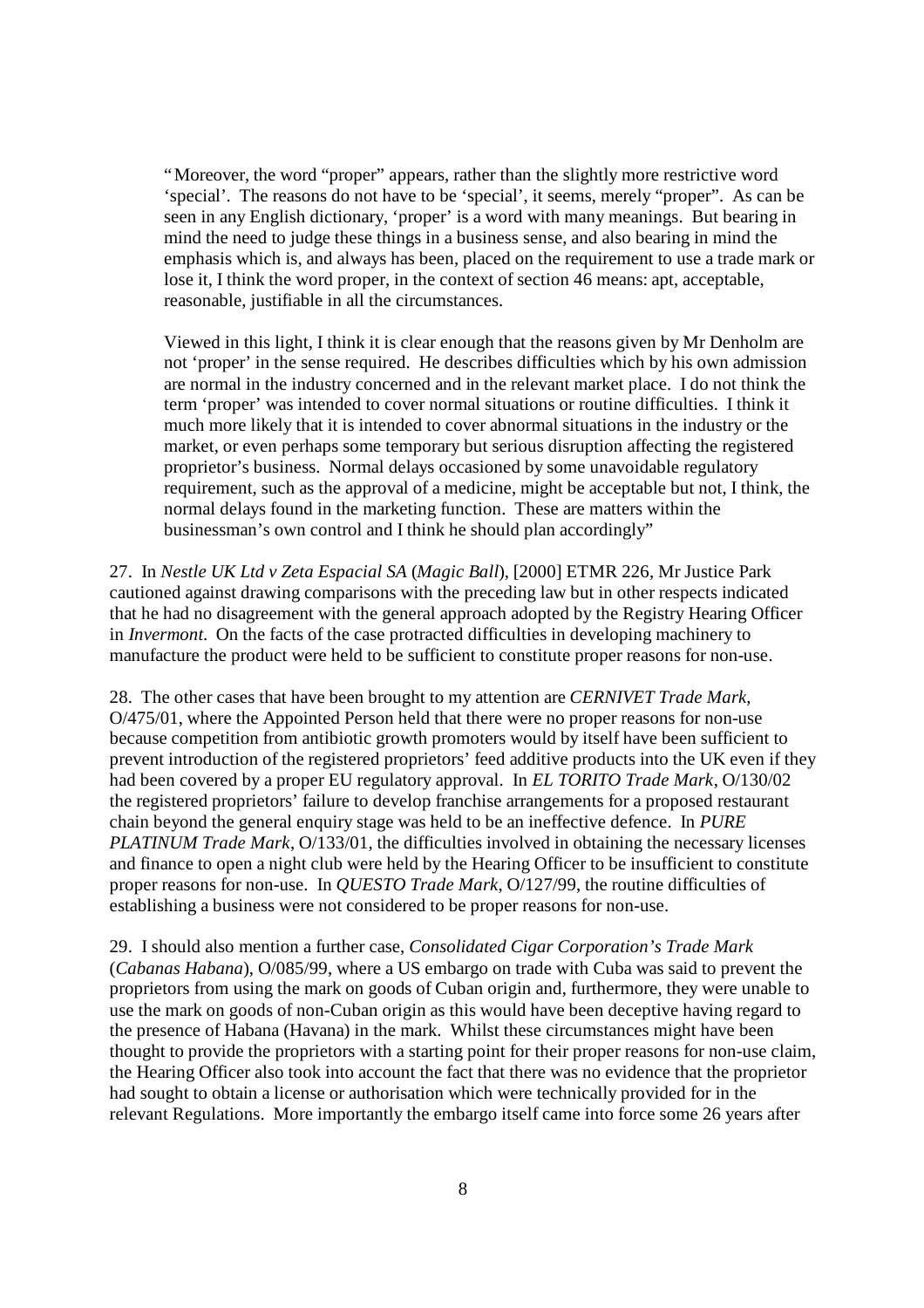> "Moreover, the word "proper" appears, rather than the slightly more restrictive word 'special'. The reasons do not have to be 'special', it seems, merely "proper". As can be seen in any English dictionary, 'proper' is a word with many meanings. But bearing in mind the need to judge these things in a business sense, and also bearing in mind the emphasis which is, and always has been, placed on the requirement to use a trade mark or lose it, I think the word proper, in the context of section 46 means: apt, acceptable, reasonable, justifiable in all the circumstances.
>
> Viewed in this light, I think it is clear enough that the reasons given by Mr Denholm are not 'proper' in the sense required. He describes difficulties which by his own admission are normal in the industry concerned and in the relevant market place. I do not think the term 'proper' was intended to cover normal situations or routine difficulties. I think it much more likely that it is intended to cover abnormal situations in the industry or the market, or even perhaps some temporary but serious disruption affecting the registered proprietor's business. Normal delays occasioned by some unavoidable regulatory requirement, such as the approval of a medicine, might be acceptable but not, I think, the normal delays found in the marketing function. These are matters within the businessman's own control and I think he should plan accordingly"

27. In *Nestle UK Ltd v Zeta Espacial SA* (*Magic Ball*), [2000] ETMR 226, Mr Justice Park cautioned against drawing comparisons with the preceding law but in other respects indicated that he had no disagreement with the general approach adopted by the Registry Hearing Officer in *Invermont*. On the facts of the case protracted difficulties in developing machinery to manufacture the product were held to be sufficient to constitute proper reasons for non-use.

28. The other cases that have been brought to my attention are *CERNIVET Trade Mark*, O/475/01, where the Appointed Person held that there were no proper reasons for non-use because competition from antibiotic growth promoters would by itself have been sufficient to prevent introduction of the registered proprietors' feed additive products into the UK even if they had been covered by a proper EU regulatory approval. In *EL TORITO Trade Mark*, O/130/02 the registered proprietors' failure to develop franchise arrangements for a proposed restaurant chain beyond the general enquiry stage was held to be an ineffective defence. In *PURE PLATINUM Trade Mark*, O/133/01, the difficulties involved in obtaining the necessary licenses and finance to open a night club were held by the Hearing Officer to be insufficient to constitute proper reasons for non-use. In *QUESTO Trade Mark*, O/127/99, the routine difficulties of establishing a business were not considered to be proper reasons for non-use.

29. I should also mention a further case, *Consolidated Cigar Corporation's Trade Mark* (*Cabanas Habana*), O/085/99, where a US embargo on trade with Cuba was said to prevent the proprietors from using the mark on goods of Cuban origin and, furthermore, they were unable to use the mark on goods of non-Cuban origin as this would have been deceptive having regard to the presence of Habana (Havana) in the mark. Whilst these circumstances might have been thought to provide the proprietors with a starting point for their proper reasons for non-use claim, the Hearing Officer also took into account the fact that there was no evidence that the proprietor had sought to obtain a license or authorisation which were technically provided for in the relevant Regulations. More importantly the embargo itself came into force some 26 years after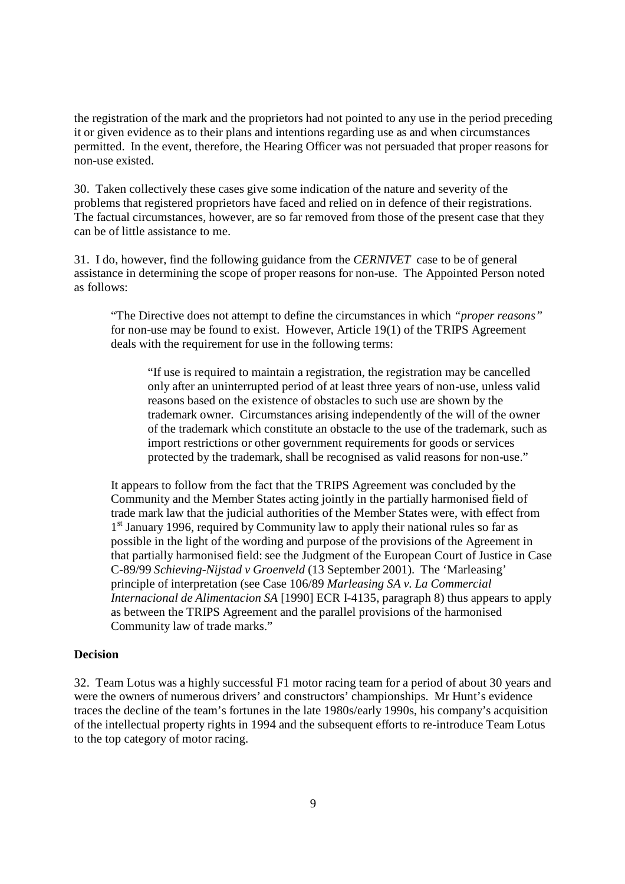the registration of the mark and the proprietors had not pointed to any use in the period preceding it or given evidence as to their plans and intentions regarding use as and when circumstances permitted. In the event, therefore, the Hearing Officer was not persuaded that proper reasons for non-use existed.

30. Taken collectively these cases give some indication of the nature and severity of the problems that registered proprietors have faced and relied on in defence of their registrations. The factual circumstances, however, are so far removed from those of the present case that they can be of little assistance to me.

31. I do, however, find the following guidance from the *CERNIVET* case to be of general assistance in determining the scope of proper reasons for non-use. The Appointed Person noted as follows:

> "The Directive does not attempt to define the circumstances in which *"proper reasons"* for non-use may be found to exist. However, Article 19(1) of the TRIPS Agreement deals with the requirement for use in the following terms:
>
> > "If use is required to maintain a registration, the registration may be cancelled only after an uninterrupted period of at least three years of non-use, unless valid reasons based on the existence of obstacles to such use are shown by the trademark owner. Circumstances arising independently of the will of the owner of the trademark which constitute an obstacle to the use of the trademark, such as import restrictions or other government requirements for goods or services protected by the trademark, shall be recognised as valid reasons for non-use."
>
> It appears to follow from the fact that the TRIPS Agreement was concluded by the Community and the Member States acting jointly in the partially harmonised field of trade mark law that the judicial authorities of the Member States were, with effect from 1st January 1996, required by Community law to apply their national rules so far as possible in the light of the wording and purpose of the provisions of the Agreement in that partially harmonised field: see the Judgment of the European Court of Justice in Case C-89/99 *Schieving-Nijstad v Groenveld* (13 September 2001). The 'Marleasing' principle of interpretation (see Case 106/89 *Marleasing SA v. La Commercial Internacional de Alimentacion SA* [1990] ECR I-4135, paragraph 8) thus appears to apply as between the TRIPS Agreement and the parallel provisions of the harmonised Community law of trade marks."

**Decision**

32. Team Lotus was a highly successful F1 motor racing team for a period of about 30 years and were the owners of numerous drivers' and constructors' championships. Mr Hunt's evidence traces the decline of the team's fortunes in the late 1980s/early 1990s, his company's acquisition of the intellectual property rights in 1994 and the subsequent efforts to re-introduce Team Lotus to the top category of motor racing.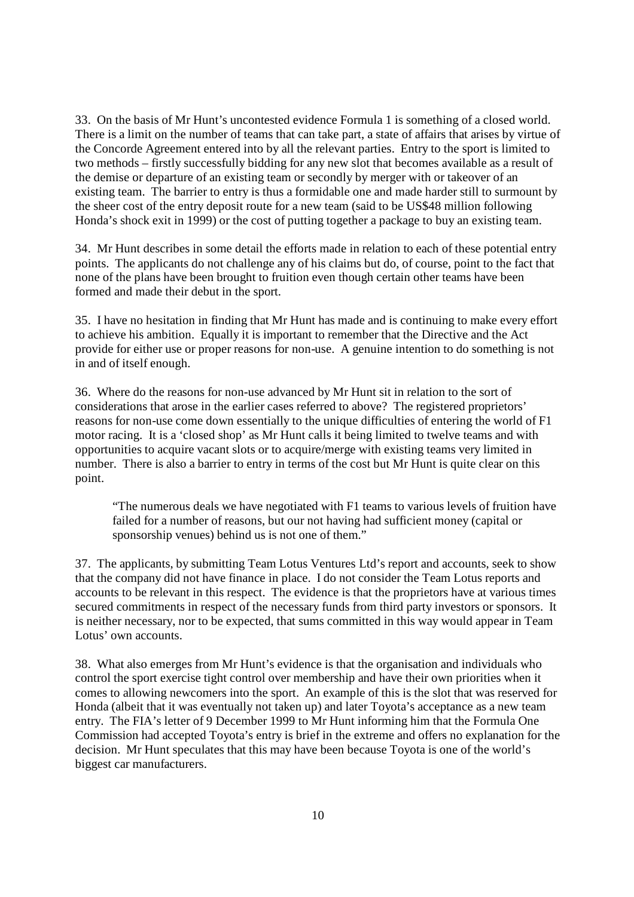33. On the basis of Mr Hunt's uncontested evidence Formula 1 is something of a closed world. There is a limit on the number of teams that can take part, a state of affairs that arises by virtue of the Concorde Agreement entered into by all the relevant parties. Entry to the sport is limited to two methods – firstly successfully bidding for any new slot that becomes available as a result of the demise or departure of an existing team or secondly by merger with or takeover of an existing team. The barrier to entry is thus a formidable one and made harder still to surmount by the sheer cost of the entry deposit route for a new team (said to be US$48 million following Honda's shock exit in 1999) or the cost of putting together a package to buy an existing team.

34. Mr Hunt describes in some detail the efforts made in relation to each of these potential entry points. The applicants do not challenge any of his claims but do, of course, point to the fact that none of the plans have been brought to fruition even though certain other teams have been formed and made their debut in the sport.

35. I have no hesitation in finding that Mr Hunt has made and is continuing to make every effort to achieve his ambition. Equally it is important to remember that the Directive and the Act provide for either use or proper reasons for non-use. A genuine intention to do something is not in and of itself enough.

36. Where do the reasons for non-use advanced by Mr Hunt sit in relation to the sort of considerations that arose in the earlier cases referred to above? The registered proprietors' reasons for non-use come down essentially to the unique difficulties of entering the world of F1 motor racing. It is a 'closed shop' as Mr Hunt calls it being limited to twelve teams and with opportunities to acquire vacant slots or to acquire/merge with existing teams very limited in number. There is also a barrier to entry in terms of the cost but Mr Hunt is quite clear on this point.

> "The numerous deals we have negotiated with F1 teams to various levels of fruition have failed for a number of reasons, but our not having had sufficient money (capital or sponsorship venues) behind us is not one of them."

37. The applicants, by submitting Team Lotus Ventures Ltd's report and accounts, seek to show that the company did not have finance in place. I do not consider the Team Lotus reports and accounts to be relevant in this respect. The evidence is that the proprietors have at various times secured commitments in respect of the necessary funds from third party investors or sponsors. It is neither necessary, nor to be expected, that sums committed in this way would appear in Team Lotus' own accounts.

38. What also emerges from Mr Hunt's evidence is that the organisation and individuals who control the sport exercise tight control over membership and have their own priorities when it comes to allowing newcomers into the sport. An example of this is the slot that was reserved for Honda (albeit that it was eventually not taken up) and later Toyota's acceptance as a new team entry. The FIA's letter of 9 December 1999 to Mr Hunt informing him that the Formula One Commission had accepted Toyota's entry is brief in the extreme and offers no explanation for the decision. Mr Hunt speculates that this may have been because Toyota is one of the world's biggest car manufacturers.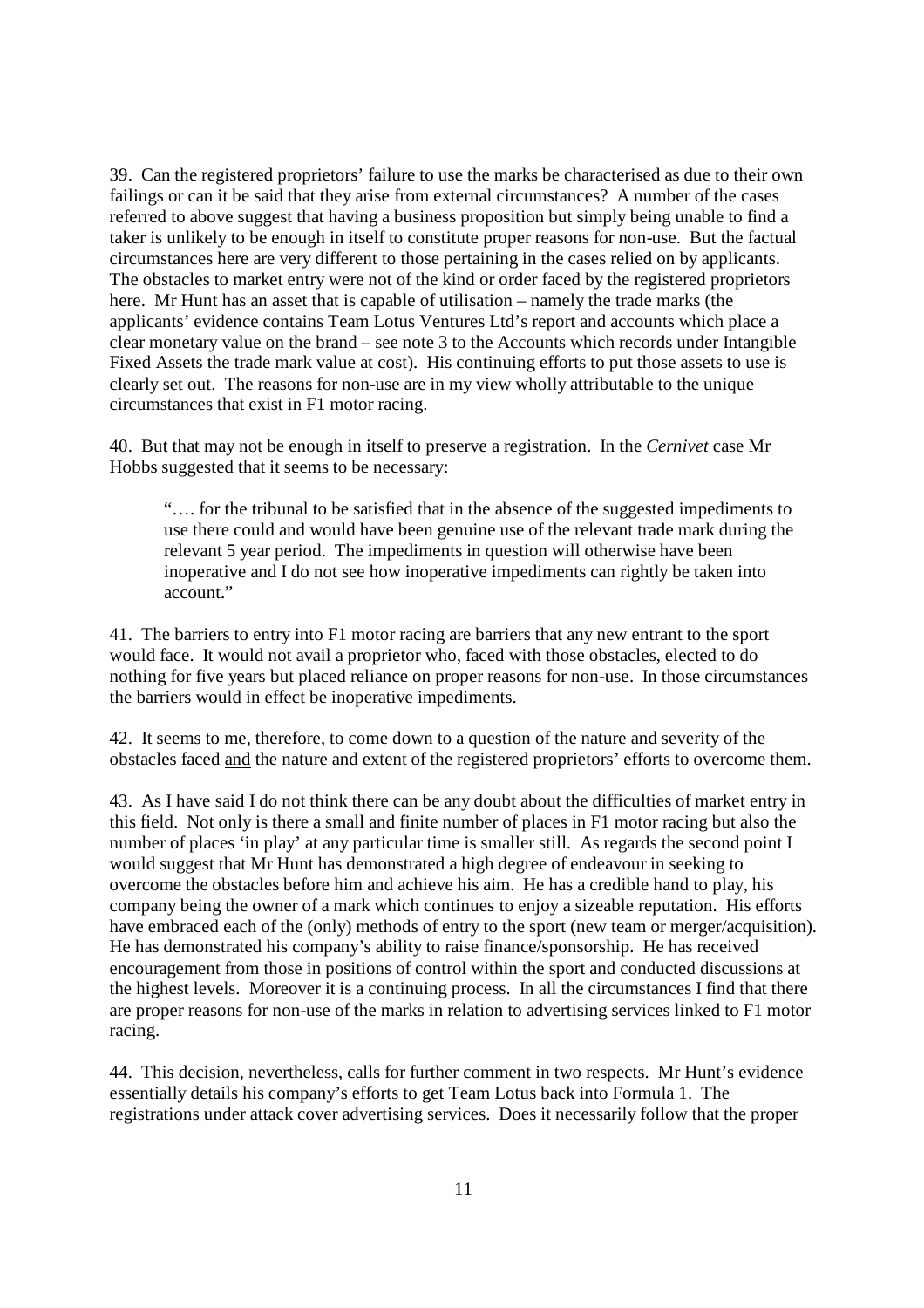39. Can the registered proprietors' failure to use the marks be characterised as due to their own failings or can it be said that they arise from external circumstances? A number of the cases referred to above suggest that having a business proposition but simply being unable to find a taker is unlikely to be enough in itself to constitute proper reasons for non-use. But the factual circumstances here are very different to those pertaining in the cases relied on by applicants. The obstacles to market entry were not of the kind or order faced by the registered proprietors here. Mr Hunt has an asset that is capable of utilisation – namely the trade marks (the applicants' evidence contains Team Lotus Ventures Ltd's report and accounts which place a clear monetary value on the brand – see note 3 to the Accounts which records under Intangible Fixed Assets the trade mark value at cost). His continuing efforts to put those assets to use is clearly set out. The reasons for non-use are in my view wholly attributable to the unique circumstances that exist in F1 motor racing.

40. But that may not be enough in itself to preserve a registration. In the *Cernivet* case Mr Hobbs suggested that it seems to be necessary:

> "…. for the tribunal to be satisfied that in the absence of the suggested impediments to use there could and would have been genuine use of the relevant trade mark during the relevant 5 year period. The impediments in question will otherwise have been inoperative and I do not see how inoperative impediments can rightly be taken into account."

41. The barriers to entry into F1 motor racing are barriers that any new entrant to the sport would face. It would not avail a proprietor who, faced with those obstacles, elected to do nothing for five years but placed reliance on proper reasons for non-use. In those circumstances the barriers would in effect be inoperative impediments.

42. It seems to me, therefore, to come down to a question of the nature and severity of the obstacles faced <u>and</u> the nature and extent of the registered proprietors' efforts to overcome them.

43. As I have said I do not think there can be any doubt about the difficulties of market entry in this field. Not only is there a small and finite number of places in F1 motor racing but also the number of places 'in play' at any particular time is smaller still. As regards the second point I would suggest that Mr Hunt has demonstrated a high degree of endeavour in seeking to overcome the obstacles before him and achieve his aim. He has a credible hand to play, his company being the owner of a mark which continues to enjoy a sizeable reputation. His efforts have embraced each of the (only) methods of entry to the sport (new team or merger/acquisition). He has demonstrated his company's ability to raise finance/sponsorship. He has received encouragement from those in positions of control within the sport and conducted discussions at the highest levels. Moreover it is a continuing process. In all the circumstances I find that there are proper reasons for non-use of the marks in relation to advertising services linked to F1 motor racing.

44. This decision, nevertheless, calls for further comment in two respects. Mr Hunt's evidence essentially details his company's efforts to get Team Lotus back into Formula 1. The registrations under attack cover advertising services. Does it necessarily follow that the proper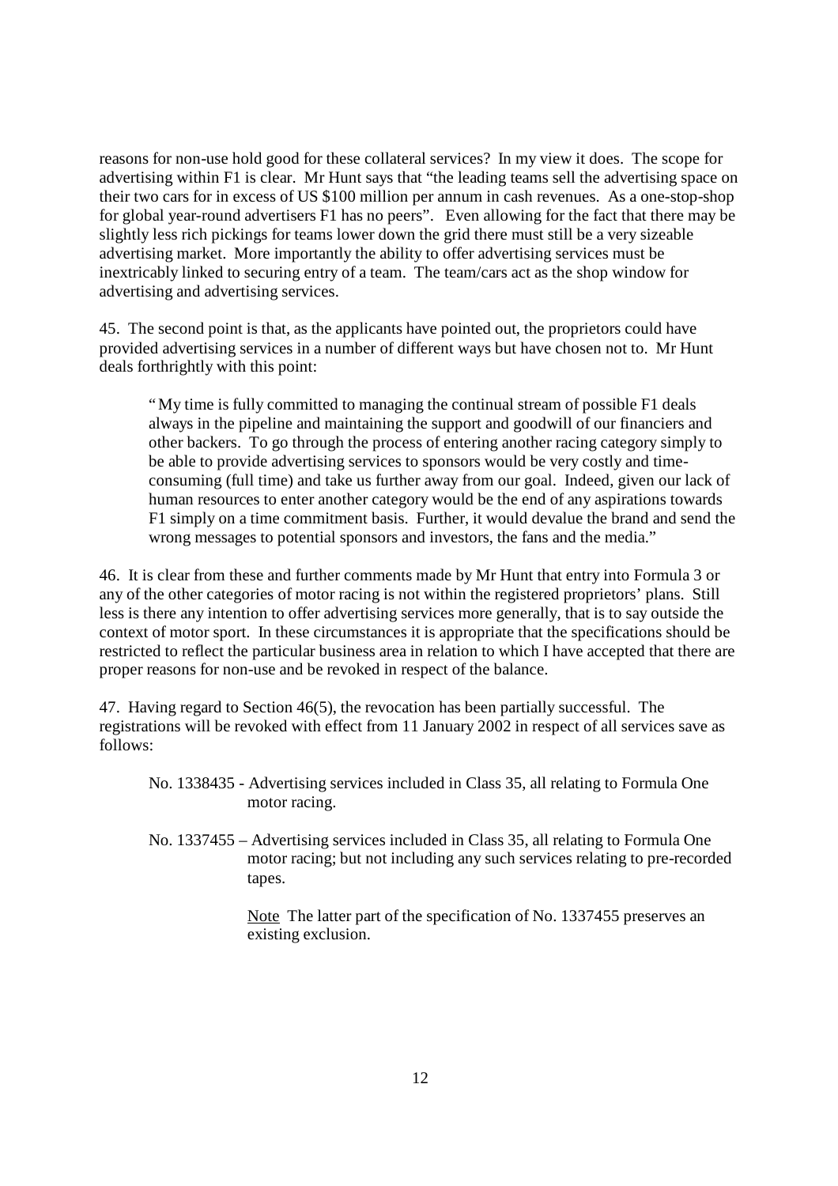reasons for non-use hold good for these collateral services? In my view it does. The scope for advertising within F1 is clear. Mr Hunt says that "the leading teams sell the advertising space on their two cars for in excess of US $100 million per annum in cash revenues. As a one-stop-shop for global year-round advertisers F1 has no peers". Even allowing for the fact that there may be slightly less rich pickings for teams lower down the grid there must still be a very sizeable advertising market. More importantly the ability to offer advertising services must be inextricably linked to securing entry of a team. The team/cars act as the shop window for advertising and advertising services.

45. The second point is that, as the applicants have pointed out, the proprietors could have provided advertising services in a number of different ways but have chosen not to. Mr Hunt deals forthrightly with this point:

> "My time is fully committed to managing the continual stream of possible F1 deals always in the pipeline and maintaining the support and goodwill of our financiers and other backers. To go through the process of entering another racing category simply to be able to provide advertising services to sponsors would be very costly and time-consuming (full time) and take us further away from our goal. Indeed, given our lack of human resources to enter another category would be the end of any aspirations towards F1 simply on a time commitment basis. Further, it would devalue the brand and send the wrong messages to potential sponsors and investors, the fans and the media."

46. It is clear from these and further comments made by Mr Hunt that entry into Formula 3 or any of the other categories of motor racing is not within the registered proprietors' plans. Still less is there any intention to offer advertising services more generally, that is to say outside the context of motor sport. In these circumstances it is appropriate that the specifications should be restricted to reflect the particular business area in relation to which I have accepted that there are proper reasons for non-use and be revoked in respect of the balance.

47. Having regard to Section 46(5), the revocation has been partially successful. The registrations will be revoked with effect from 11 January 2002 in respect of all services save as follows:

> No. 1338435 - Advertising services included in Class 35, all relating to Formula One motor racing.
>
> No. 1337455 – Advertising services included in Class 35, all relating to Formula One motor racing; but not including any such services relating to pre-recorded tapes.
>
> Note The latter part of the specification of No. 1337455 preserves an existing exclusion.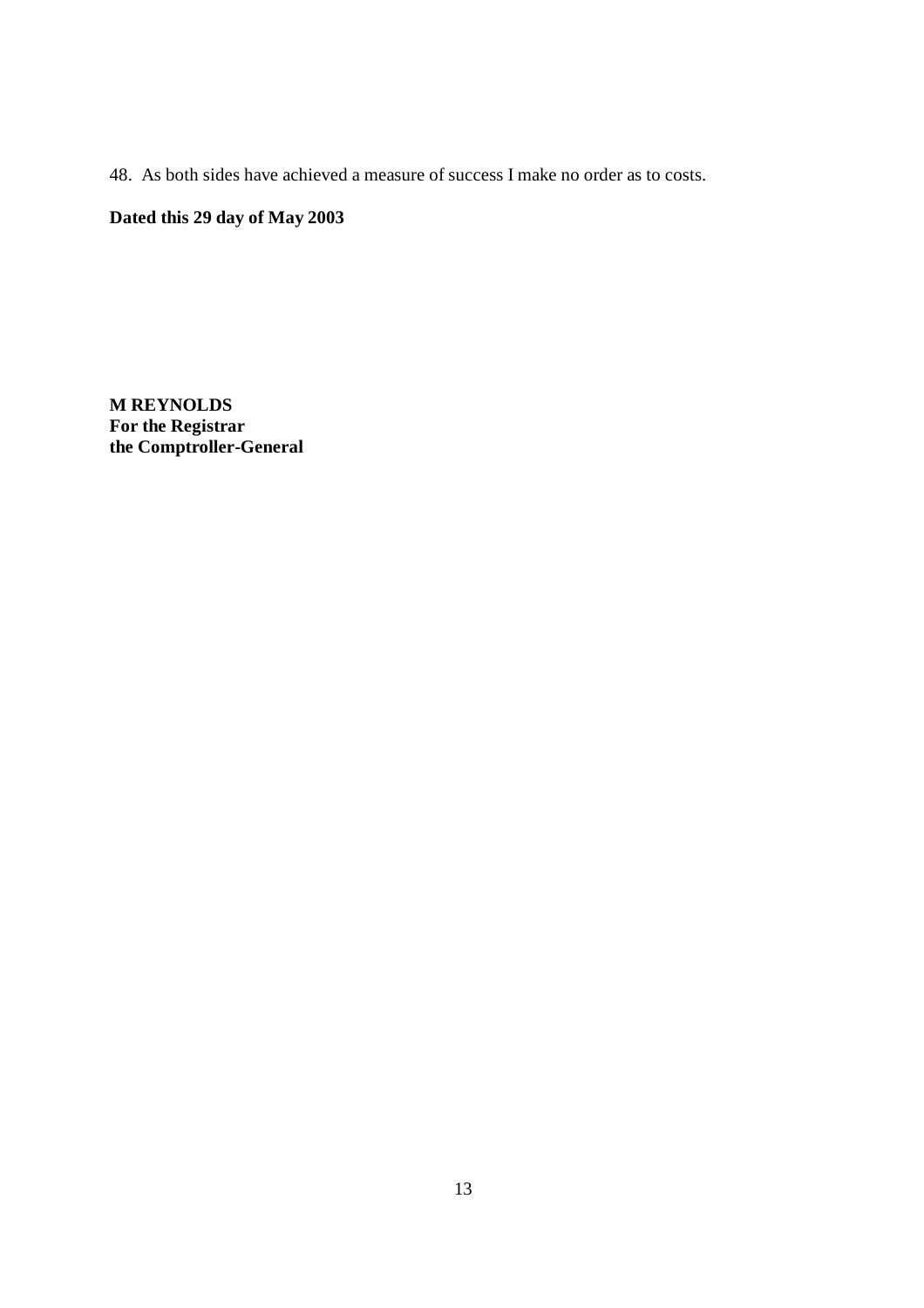48. As both sides have achieved a measure of success I make no order as to costs.

**Dated this 29 day of May 2003**

**M REYNOLDS**
**For the Registrar**
**the Comptroller-General**